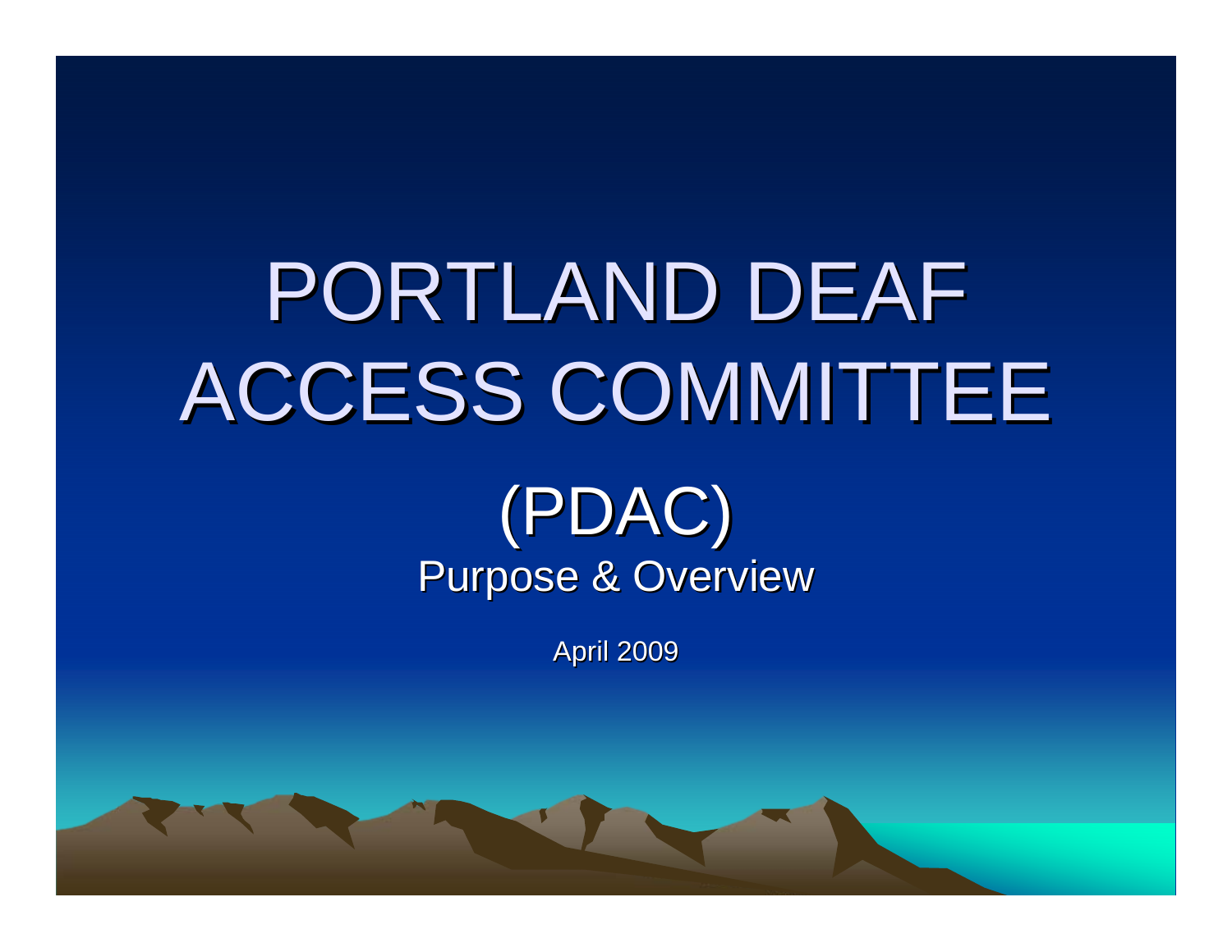# PORTLAND DEAF ACCESS COMMITTEE

## (PDAC)

### Purpose & Overview

April 2009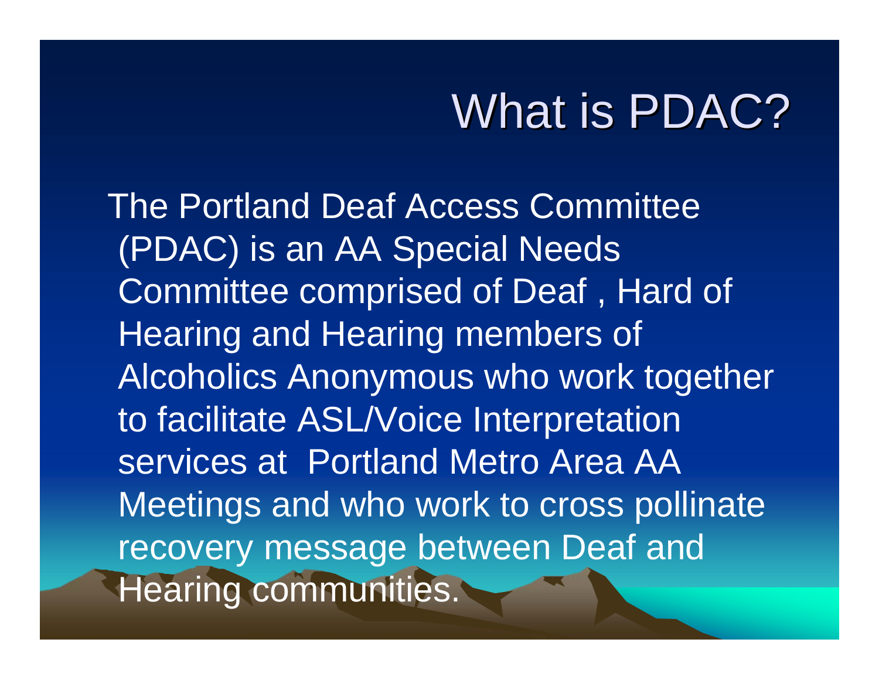# What is PDAC?

The Portland Deaf Access Committee (PDAC) is an AA Special Needs Committee comprised of Deaf , Hard of Hearing and Hearing members of Alcoholics Anonymous who work together to facilitate ASL/Voice Interpretation services at Portland Metro Area AA Meetings and who work to cross pollinate recovery message between Deaf and Hearing communities.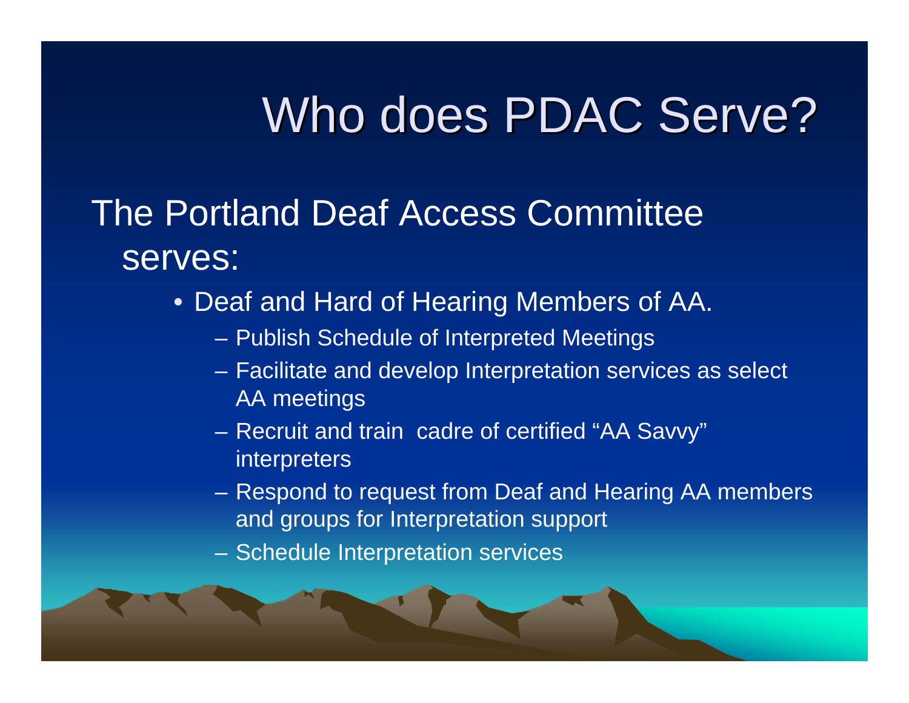# Who does PDAC Serve?

The Portland Deaf Access Committee serves:

- Deaf and Hard of Hearing Members of AA.
  - Publish Schedule of Interpreted Meetings
  - Facilitate and develop Interpretation services as select AA meetings
  - Recruit and train cadre of certified "AA Savvy" interpreters
  - Respond to request from Deaf and Hearing AA members and groups for Interpretation support
  - Schedule Interpretation services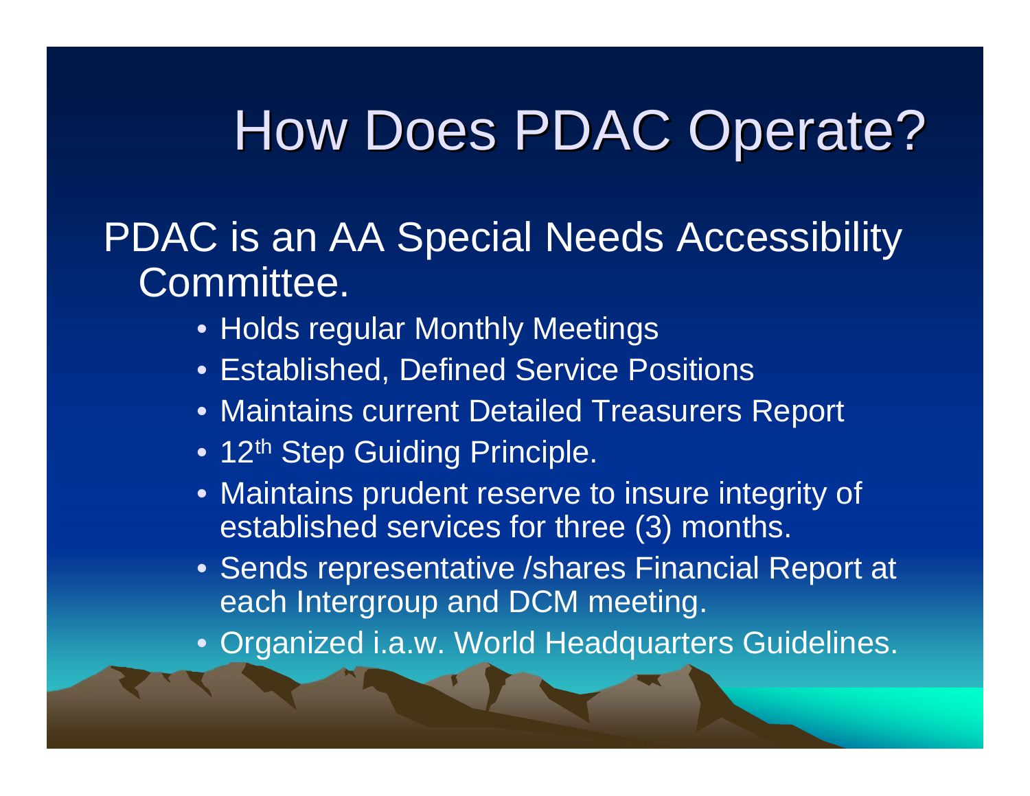# How Does PDAC Operate?

PDAC is an AA Special Needs Accessibility Committee.

- Holds regular Monthly Meetings
- Established, Defined Service Positions
- Maintains current Detailed Treasurers Report
- 12th Step Guiding Principle.
- Maintains prudent reserve to insure integrity of established services for three (3) months.
- Sends representative /shares Financial Report at each Intergroup and DCM meeting.
- Organized i.a.w. World Headquarters Guidelines.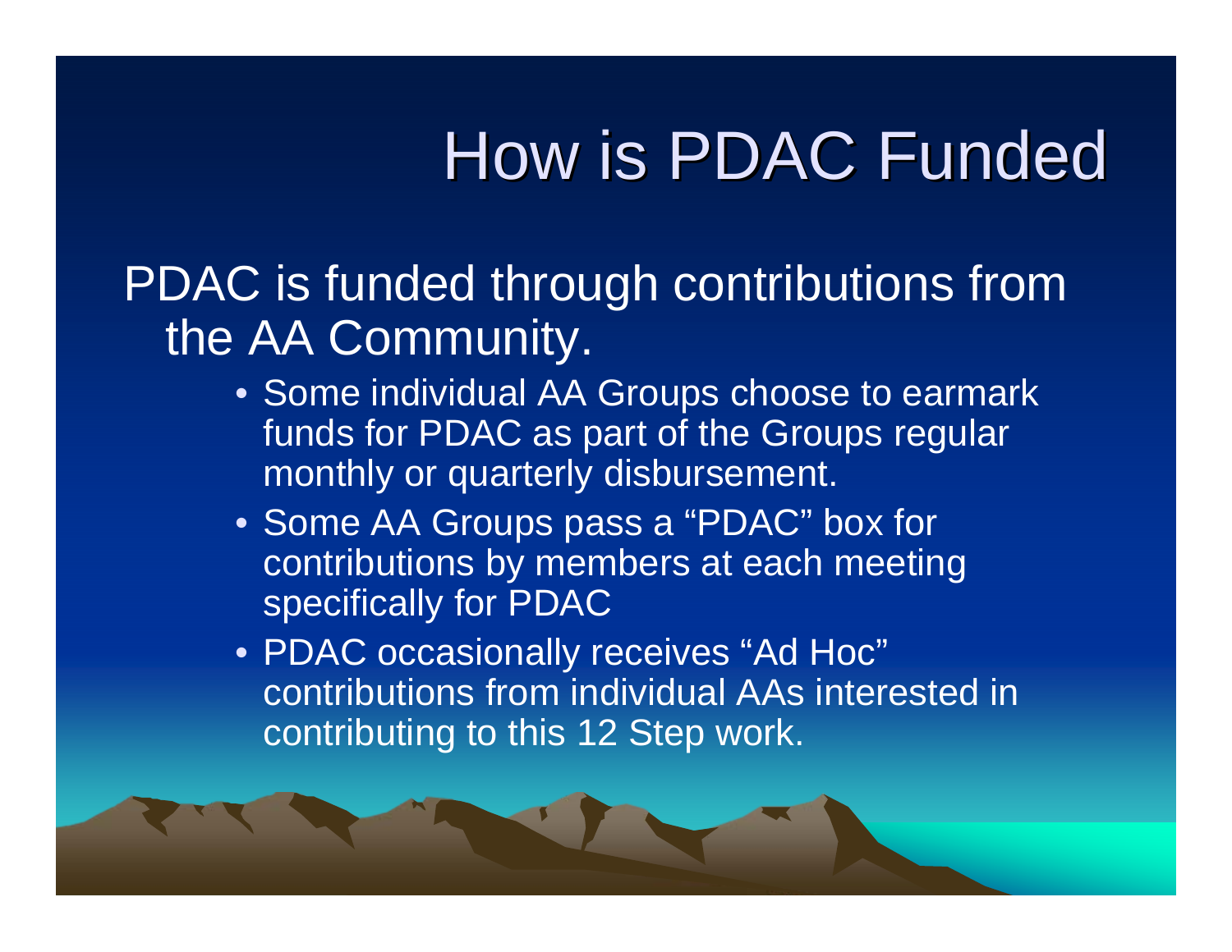# How is PDAC Funded

PDAC is funded through contributions from the AA Community.

- Some individual AA Groups choose to earmark funds for PDAC as part of the Groups regular monthly or quarterly disbursement.
- Some AA Groups pass a “PDAC” box for contributions by members at each meeting specifically for PDAC
- PDAC occasionally receives “Ad Hoc” contributions from individual AAs interested in contributing to this 12 Step work.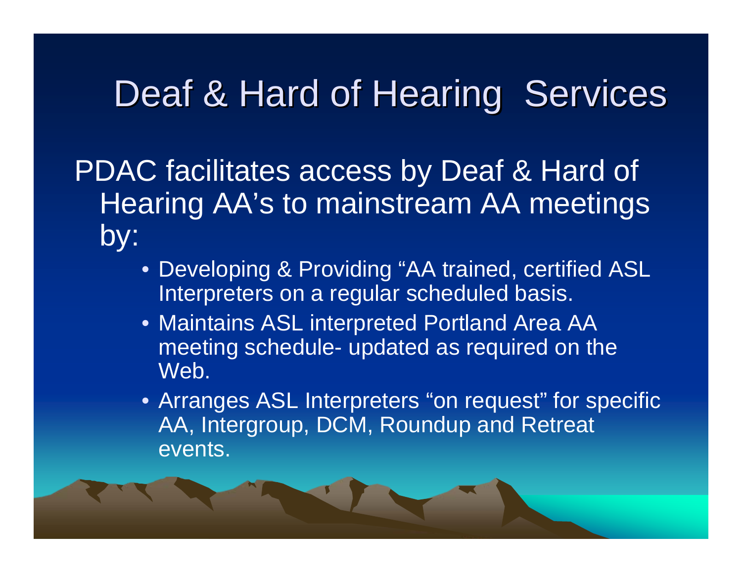# Deaf & Hard of Hearing Services

PDAC facilitates access by Deaf & Hard of Hearing AA's to mainstream AA meetings by:

- Developing & Providing "AA trained, certified ASL Interpreters on a regular scheduled basis.
- Maintains ASL interpreted Portland Area AA meeting schedule- updated as required on the Web.
- Arranges ASL Interpreters "on request" for specific AA, Intergroup, DCM, Roundup and Retreat events.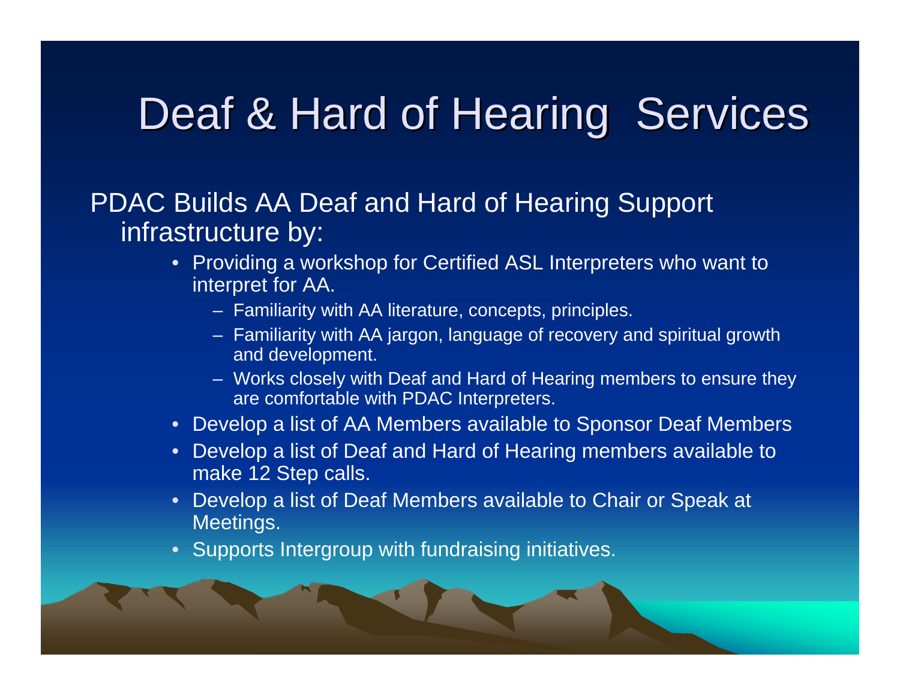# Deaf & Hard of Hearing Services

PDAC Builds AA Deaf and Hard of Hearing Support infrastructure by:

- Providing a workshop for Certified ASL Interpreters who want to interpret for AA.
  - Familiarity with AA literature, concepts, principles.
  - Familiarity with AA jargon, language of recovery and spiritual growth and development.
  - Works closely with Deaf and Hard of Hearing members to ensure they are comfortable with PDAC Interpreters.
- Develop a list of AA Members available to Sponsor Deaf Members
- Develop a list of Deaf and Hard of Hearing members available to make 12 Step calls.
- Develop a list of Deaf Members available to Chair or Speak at Meetings.
- Supports Intergroup with fundraising initiatives.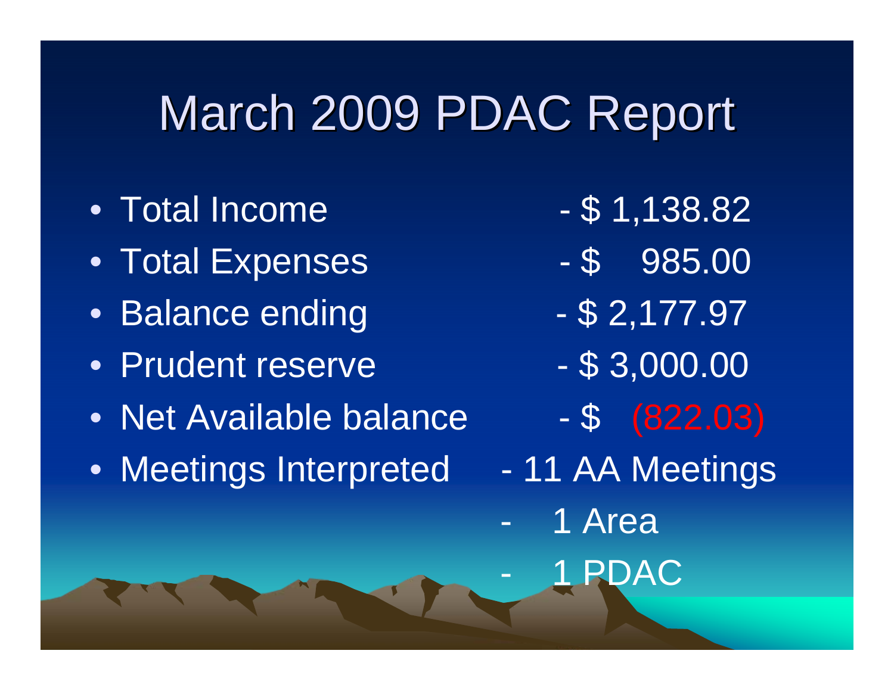# March 2009 PDAC Report

- Total Income - $ 1,138.82
- Total Expenses - $ 985.00
- Balance ending - $ 2,177.97
- Prudent reserve - $ 3,000.00
- Net Available balance - $ (822.03)
- Meetings Interpreted - 11 AA Meetings
  - 1 Area
  - 1 PDAC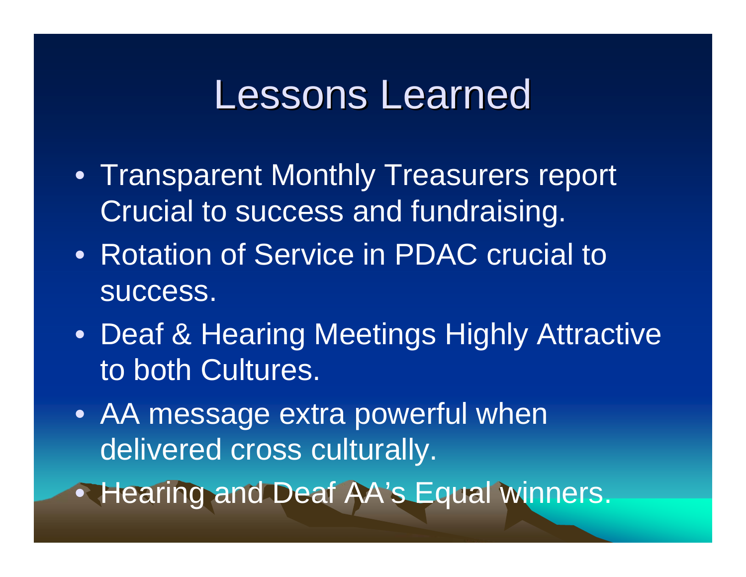# Lessons Learned

- Transparent Monthly Treasurers report Crucial to success and fundraising.
- Rotation of Service in PDAC crucial to success.
- Deaf & Hearing Meetings Highly Attractive to both Cultures.
- AA message extra powerful when delivered cross culturally.
- Hearing and Deaf AA's Equal winners.